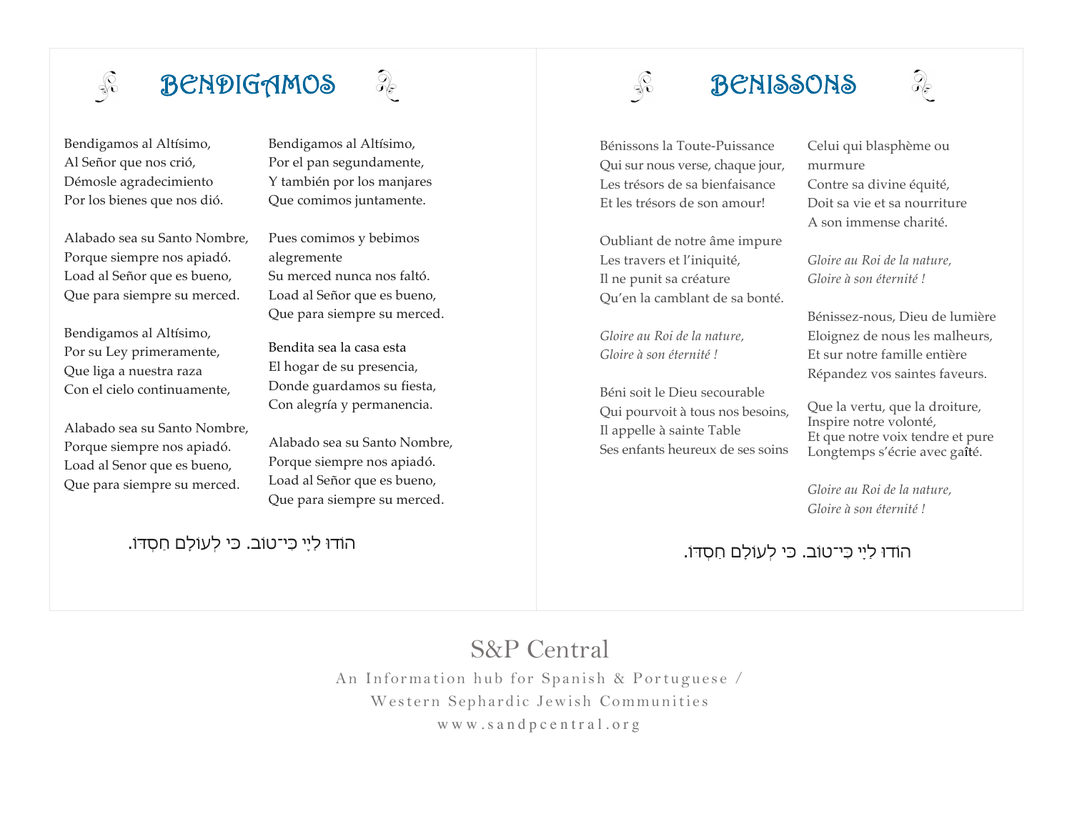# Bendigamos

Bendigamos al Altísimo,
Al Señor que nos crió,
Démosle agradecimiento
Por los bienes que nos dió.

Alabado sea su Santo Nombre,
Porque siempre nos apiadó.
Load al Señor que es bueno,
Que para siempre su merced.

Bendigamos al Altísimo,
Por su Ley primeramente,
Que liga a nuestra raza
Con el cielo continuamente,

Alabado sea su Santo Nombre,
Porque siempre nos apiadó.
Load al Senor que es bueno,
Que para siempre su merced.

Bendigamos al Altísimo,
Por el pan segundamente,
Y también por los manjares
Que comimos juntamente.

Pues comimos y bebimos alegremente
Su merced nunca nos faltó.
Load al Señor que es bueno,
Que para siempre su merced.

Bendita sea la casa esta
El hogar de su presencia,
Donde guardamos su fiesta,
Con alegría y permanencia.

Alabado sea su Santo Nombre,
Porque siempre nos apiadó.
Load al Señor que es bueno,
Que para siempre su merced.

הוֹדוּ לַיְיָ כִּי־טוֹב. כִּי לְעוֹלָם חַסְדּוֹ.

# Benissons

Bénissons la Toute-Puissance
Qui sur nous verse, chaque jour,
Les trésors de sa bienfaisance
Et les trésors de son amour!

Oubliant de notre âme impure
Les travers et l'iniquité,
Il ne punit sa créature
Qu'en la camblant de sa bonté.

*Gloire au Roi de la nature,*
*Gloire à son éternité !*

Béni soit le Dieu secourable
Qui pourvoit à tous nos besoins,
Il appelle à sainte Table
Ses enfants heureux de ses soins

Celui qui blasphème ou murmure
Contre sa divine équité,
Doit sa vie et sa nourriture
A son immense charité.

*Gloire au Roi de la nature,*
*Gloire à son éternité !*

Bénissez-nous, Dieu de lumière
Eloignez de nous les malheurs,
Et sur notre famille entière
Répandez vos saintes faveurs.

Que la vertu, que la droiture,
Inspire notre volonté,
Et que notre voix tendre et pure
Longtemps s'écrie avec gaîté.

*Gloire au Roi de la nature,*
*Gloire à son éternité !*

הוֹדוּ לַיְיָ כִּי־טוֹב. כִּי לְעוֹלָם חַסְדּוֹ.

S&P Central

An Information hub for Spanish & Portuguese / Western Sephardic Jewish Communities

www.sandpcentral.org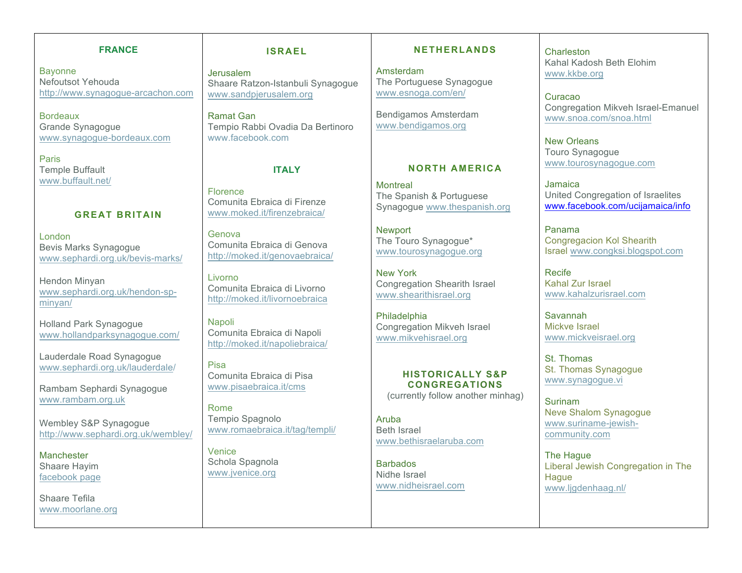## FRANCE

Bayonne
Nefoutsot Yehouda
http://www.synagogue-arcachon.com

Bordeaux
Grande Synagogue
www.synagogue-bordeaux.com

Paris
Temple Buffault
www.buffault.net/

## GREAT BRITAIN

London
Bevis Marks Synagogue
www.sephardi.org.uk/bevis-marks/

Hendon Minyan
www.sephardi.org.uk/hendon-sp-minyan/

Holland Park Synagogue
www.hollandparksynagogue.com/

Lauderdale Road Synagogue
www.sephardi.org.uk/lauderdale/

Rambam Sephardi Synagogue
www.rambam.org.uk

Wembley S&P Synagogue
http://www.sephardi.org.uk/wembley/

Manchester
Shaare Hayim
facebook page

Shaare Tefila
www.moorlane.org

## ISRAEL

Jerusalem
Shaare Ratzon-Istanbuli Synagogue
www.sandpjerusalem.org

Ramat Gan
Tempio Rabbi Ovadia Da Bertinoro
www.facebook.com

## ITALY

Florence
Comunita Ebraica di Firenze
www.moked.it/firenzebraica/

Genova
Comunita Ebraica di Genova
http://moked.it/genovaebraica/

Livorno
Comunita Ebraica di Livorno
http://moked.it/livornoebraica

Napoli
Comunita Ebraica di Napoli
http://moked.it/napoliebraica/

Pisa
Comunita Ebraica di Pisa
www.pisaebraica.it/cms

Rome
Tempio Spagnolo
www.romaebraica.it/tag/templi/

Venice
Schola Spagnola
www.jvenice.org

## NETHERLANDS

Amsterdam
The Portuguese Synagogue
www.esnoga.com/en/

Bendigamos Amsterdam
www.bendigamos.org

## NORTH AMERICA

Montreal
The Spanish & Portuguese Synagogue www.thespanish.org

Newport
The Touro Synagogue*
www.tourosynagogue.org

New York
Congregation Shearith Israel
www.shearithisrael.org

Philadelphia
Congregation Mikveh Israel
www.mikvehisrael.org

## HISTORICALLY S&P CONGREGATIONS

(currently follow another minhag)

Aruba
Beth Israel
www.bethisraelaruba.com

Barbados
Nidhe Israel
www.nidheisrael.com

Charleston
Kahal Kadosh Beth Elohim
www.kkbe.org

Curacao
Congregation Mikveh Israel-Emanuel
www.snoa.com/snoa.html

New Orleans
Touro Synagogue
www.tourosynagogue.com

Jamaica
United Congregation of Israelites
www.facebook.com/ucijamaica/info

Panama
Congregacion Kol Shearith Israel www.congksi.blogspot.com

Recife
Kahal Zur Israel
www.kahalzurisrael.com

Savannah
Mickve Israel
www.mickveisrael.org

St. Thomas
St. Thomas Synagogue
www.synagogue.vi

Surinam
Neve Shalom Synagogue
www.suriname-jewish-community.com

The Hague
Liberal Jewish Congregation in The Hague
www.ljgdenhaag.nl/